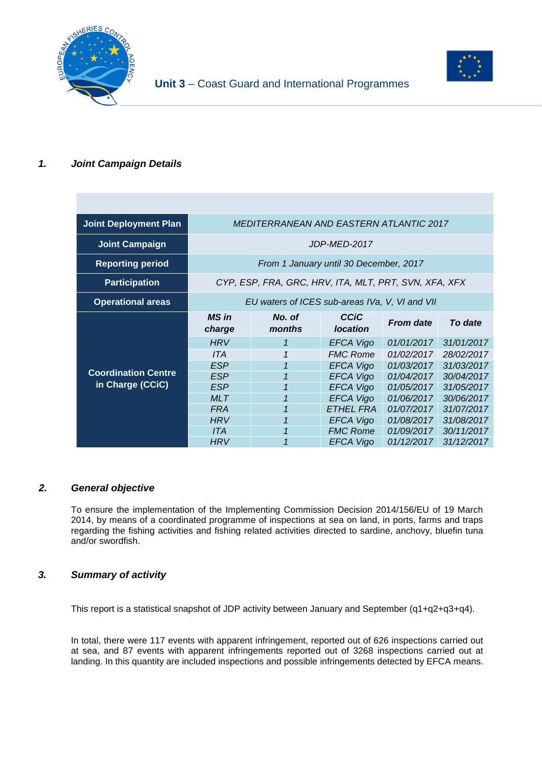**Unit 3** – Coast Guard and International Programmes

### *1. Joint Campaign Details*

| | | | | | |
|---|---|---|---|---|---|
| **Joint Deployment Plan** | *MEDITERRANEAN AND EASTERN ATLANTIC 2017* | | | | |
| **Joint Campaign** | *JDP-MED-2017* | | | | |
| **Reporting period** | *From 1 January until 30 December, 2017* | | | | |
| **Participation** | *CYP, ESP, FRA, GRC, HRV, ITA, MLT, PRT, SVN, XFA, XFX* | | | | |
| **Operational areas** | *EU waters of ICES sub-areas IVa, V, VI and VII* | | | | |
| **Coordination Centre in Charge (CCiC)** | ***MS in charge*** | ***No. of months*** | ***CCiC location*** | ***From date*** | ***To date*** |
| | *HRV* | *1* | *EFCA Vigo* | *01/01/2017* | *31/01/2017* |
| | *ITA* | *1* | *FMC Rome* | *01/02/2017* | *28/02/2017* |
| | *ESP* | *1* | *EFCA Vigo* | *01/03/2017* | *31/03/2017* |
| | *ESP* | *1* | *EFCA Vigo* | *01/04/2017* | *30/04/2017* |
| | *ESP* | *1* | *EFCA Vigo* | *01/05/2017* | *31/05/2017* |
| | *MLT* | *1* | *EFCA Vigo* | *01/06/2017* | *30/06/2017* |
| | *FRA* | *1* | *ETHEL FRA* | *01/07/2017* | *31/07/2017* |
| | *HRV* | *1* | *EFCA Vigo* | *01/08/2017* | *31/08/2017* |
| | *ITA* | *1* | *FMC Rome* | *01/09/2017* | *30/11/2017* |
| | *HRV* | *1* | *EFCA Vigo* | *01/12/2017* | *31/12/2017* |

### *2. General objective*

To ensure the implementation of the Implementing Commission Decision 2014/156/EU of 19 March 2014, by means of a coordinated programme of inspections at sea on land, in ports, farms and traps regarding the fishing activities and fishing related activities directed to sardine, anchovy, bluefin tuna and/or swordfish.

### *3. Summary of activity*

This report is a statistical snapshot of JDP activity between January and September (q1+q2+q3+q4).

In total, there were 117 events with apparent infringement, reported out of 626 inspections carried out at sea, and 87 events with apparent infringements reported out of 3268 inspections carried out at landing. In this quantity are included inspections and possible infringements detected by EFCA means.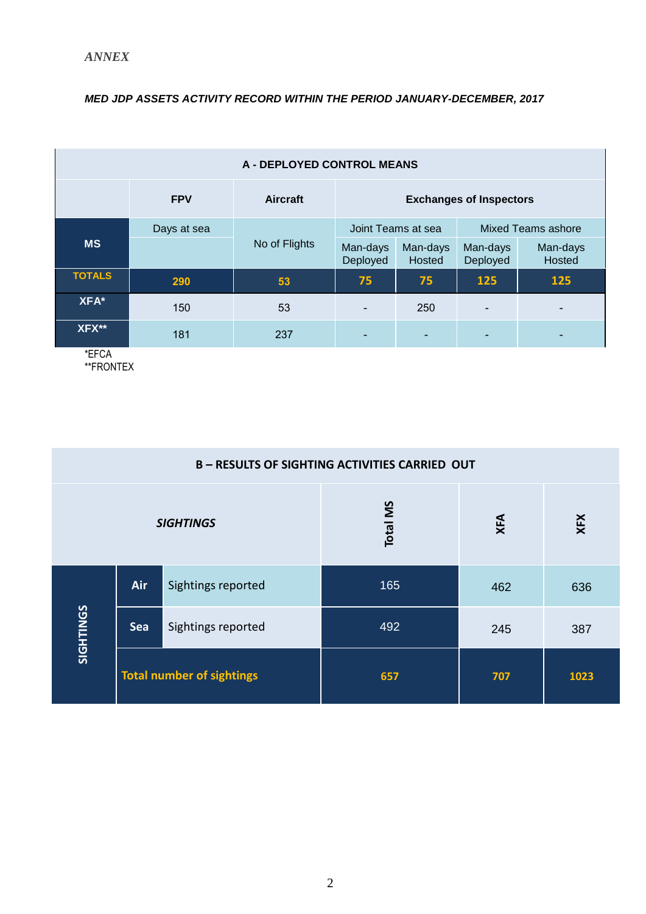*ANNEX*

***MED JDP ASSETS ACTIVITY RECORD WITHIN THE PERIOD JANUARY-DECEMBER, 2017***

| A - DEPLOYED CONTROL MEANS | | | | | | |
|---|---|---|---|---|---|---|
| | **FPV** | **Aircraft** | **Exchanges of Inspectors** | | | |
| **MS** | Days at sea | No of Flights | Joint Teams at sea | | Mixed Teams ashore | |
| | | | Man-days Deployed | Man-days Hosted | Man-days Deployed | Man-days Hosted |
| **TOTALS** | **290** | **53** | **75** | **75** | **125** | **125** |
| **XFA*** | 150 | 53 | - | 250 | - | - |
| **XFX**** | 181 | 237 | - | - | - | - |

*EFCA
**FRONTEX

| B – RESULTS OF SIGHTING ACTIVITIES CARRIED OUT | | | | | |
|---|---|---|---|---|---|
| ***SIGHTINGS*** | | | **Total MS** | **XFA** | **XFX** |
| **SIGHTINGS** | **Air** | Sightings reported | 165 | 462 | 636 |
| | **Sea** | Sightings reported | 492 | 245 | 387 |
| | **Total number of sightings** | | **657** | **707** | **1023** |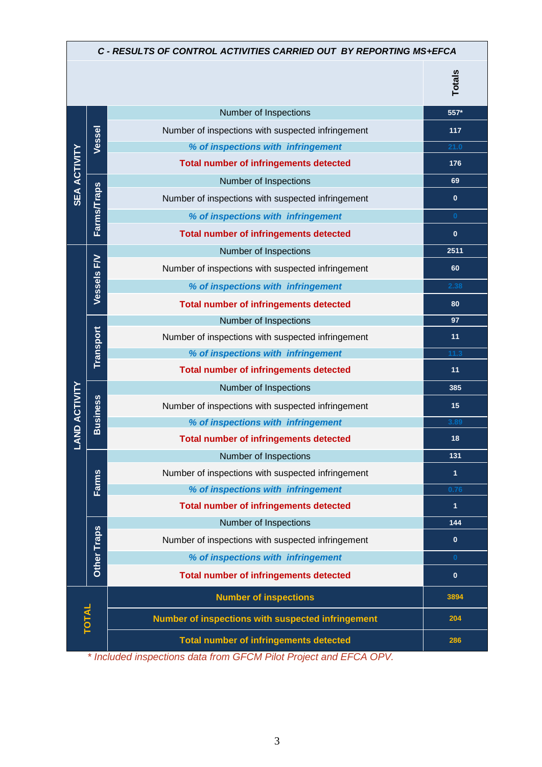| C - RESULTS OF CONTROL ACTIVITIES CARRIED OUT BY REPORTING MS+EFCA | | | |
|---|---|---|---|
| | | | **Totals** |
| SEA ACTIVITY | Vessel | Number of Inspections | 557* |
| | | Number of inspections with suspected infringement | 117 |
| | | *% of inspections with infringement* | 21.0 |
| | | **Total number of infringements detected** | 176 |
| | Farms/Traps | Number of Inspections | 69 |
| | | Number of inspections with suspected infringement | 0 |
| | | *% of inspections with infringement* | 0 |
| | | **Total number of infringements detected** | 0 |
| LAND ACTIVITY | Vessels F/V | Number of Inspections | 2511 |
| | | Number of inspections with suspected infringement | 60 |
| | | *% of inspections with infringement* | 2.38 |
| | | **Total number of infringements detected** | 80 |
| | Transport | Number of Inspections | 97 |
| | | Number of inspections with suspected infringement | 11 |
| | | *% of inspections with infringement* | 11.3 |
| | | **Total number of infringements detected** | 11 |
| | Business | Number of Inspections | 385 |
| | | Number of inspections with suspected infringement | 15 |
| | | *% of inspections with infringement* | 3.89 |
| | | **Total number of infringements detected** | 18 |
| | Farms | Number of Inspections | 131 |
| | | Number of inspections with suspected infringement | 1 |
| | | *% of inspections with infringement* | 0.76 |
| | | **Total number of infringements detected** | 1 |
| | Other Traps | Number of Inspections | 144 |
| | | Number of inspections with suspected infringement | 0 |
| | | *% of inspections with infringement* | 0 |
| | | **Total number of infringements detected** | 0 |
| **TOTAL** | | **Number of inspections** | 3894 |
| | | **Number of inspections with suspected infringement** | 204 |
| | | **Total number of infringements detected** | 286 |

*\* Included inspections data from GFCM Pilot Project and EFCA OPV.*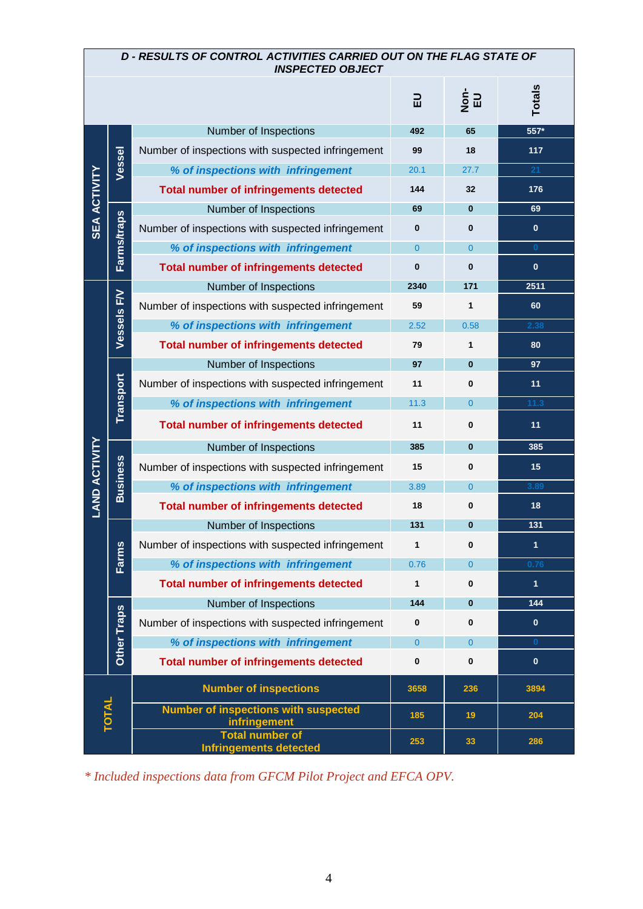| D - RESULTS OF CONTROL ACTIVITIES CARRIED OUT ON THE FLAG STATE OF INSPECTED OBJECT | | | EU | Non-EU | Totals |
|---|---|---|---|---|---|
| SEA ACTIVITY | Vessel | Number of Inspections | 492 | 65 | 557* |
| | | Number of inspections with suspected infringement | 99 | 18 | 117 |
| | | *% of inspections with infringement* | 20.1 | 27.7 | 21 |
| | | **Total number of infringements detected** | 144 | 32 | 176 |
| | Farms/traps | Number of Inspections | 69 | 0 | 69 |
| | | Number of inspections with suspected infringement | 0 | 0 | 0 |
| | | *% of inspections with infringement* | 0 | 0 | 0 |
| | | **Total number of infringements detected** | 0 | 0 | 0 |
| LAND ACTIVITY | Vessels F/V | Number of Inspections | 2340 | 171 | 2511 |
| | | Number of inspections with suspected infringement | 59 | 1 | 60 |
| | | *% of inspections with infringement* | 2.52 | 0.58 | 2.38 |
| | | **Total number of infringements detected** | 79 | 1 | 80 |
| | Transport | Number of Inspections | 97 | 0 | 97 |
| | | Number of inspections with suspected infringement | 11 | 0 | 11 |
| | | *% of inspections with infringement* | 11.3 | 0 | 11.3 |
| | | **Total number of infringements detected** | 11 | 0 | 11 |
| | Business | Number of Inspections | 385 | 0 | 385 |
| | | Number of inspections with suspected infringement | 15 | 0 | 15 |
| | | *% of inspections with infringement* | 3.89 | 0 | 3.89 |
| | | **Total number of infringements detected** | 18 | 0 | 18 |
| | Farms | Number of Inspections | 131 | 0 | 131 |
| | | Number of inspections with suspected infringement | 1 | 0 | 1 |
| | | *% of inspections with infringement* | 0.76 | 0 | 0.76 |
| | | **Total number of infringements detected** | 1 | 0 | 1 |
| | Other Traps | Number of Inspections | 144 | 0 | 144 |
| | | Number of inspections with suspected infringement | 0 | 0 | 0 |
| | | *% of inspections with infringement* | 0 | 0 | 0 |
| | | **Total number of infringements detected** | 0 | 0 | 0 |
| TOTAL | | **Number of inspections** | 3658 | 236 | 3894 |
| | | **Number of inspections with suspected infringement** | 185 | 19 | 204 |
| | | **Total number of Infringements detected** | 253 | 33 | 286 |

*\* Included inspections data from GFCM Pilot Project and EFCA OPV.*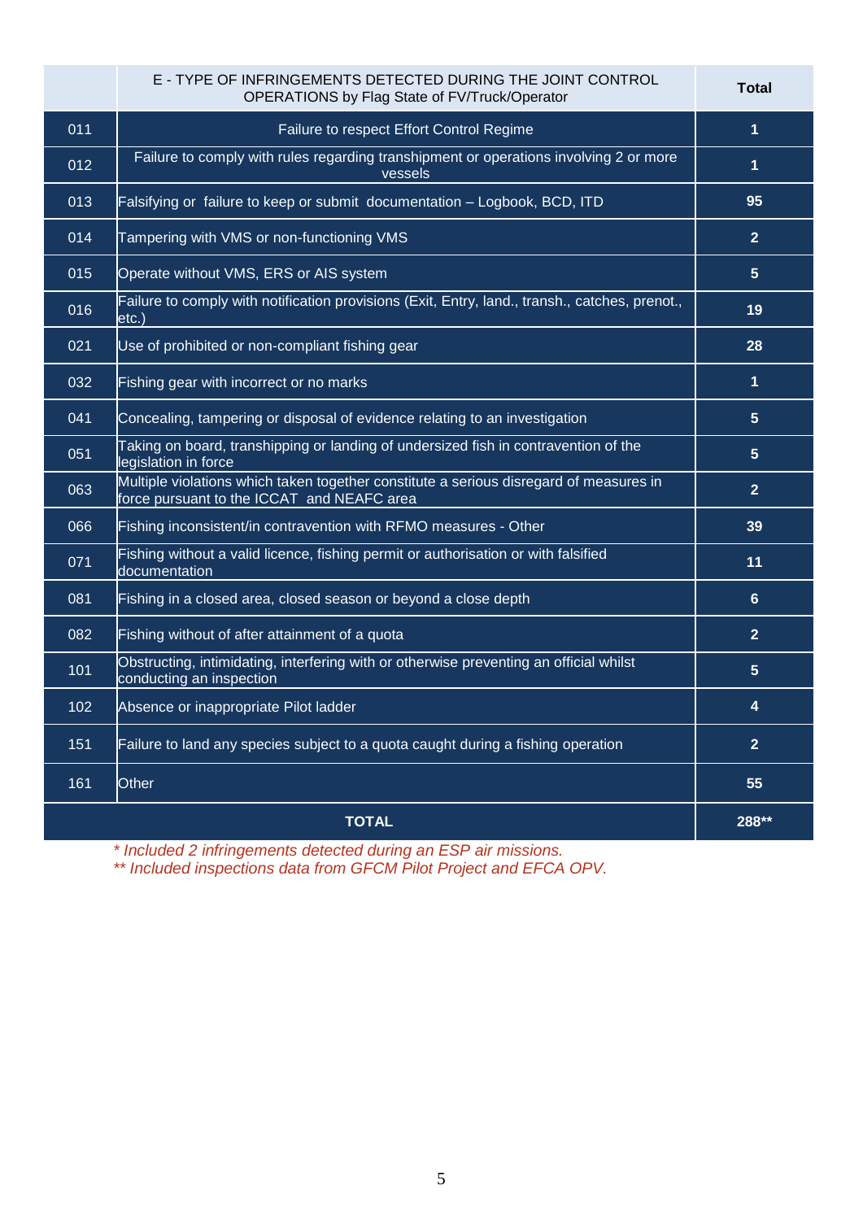| | E - TYPE OF INFRINGEMENTS DETECTED DURING THE JOINT CONTROL OPERATIONS by Flag State of FV/Truck/Operator | Total |
|---|---|---|
| 011 | Failure to respect Effort Control Regime | **1** |
| 012 | Failure to comply with rules regarding transhipment or operations involving 2 or more vessels | **1** |
| 013 | Falsifying or failure to keep or submit documentation – Logbook, BCD, ITD | **95** |
| 014 | Tampering with VMS or non-functioning VMS | **2** |
| 015 | Operate without VMS, ERS or AIS system | **5** |
| 016 | Failure to comply with notification provisions (Exit, Entry, land., transh., catches, prenot., etc.) | **19** |
| 021 | Use of prohibited or non-compliant fishing gear | **28** |
| 032 | Fishing gear with incorrect or no marks | **1** |
| 041 | Concealing, tampering or disposal of evidence relating to an investigation | **5** |
| 051 | Taking on board, transhipping or landing of undersized fish in contravention of the legislation in force | **5** |
| 063 | Multiple violations which taken together constitute a serious disregard of measures in force pursuant to the ICCAT and NEAFC area | **2** |
| 066 | Fishing inconsistent/in contravention with RFMO measures - Other | **39** |
| 071 | Fishing without a valid licence, fishing permit or authorisation or with falsified documentation | **11** |
| 081 | Fishing in a closed area, closed season or beyond a close depth | **6** |
| 082 | Fishing without of after attainment of a quota | **2** |
| 101 | Obstructing, intimidating, interfering with or otherwise preventing an official whilst conducting an inspection | **5** |
| 102 | Absence or inappropriate Pilot ladder | **4** |
| 151 | Failure to land any species subject to a quota caught during a fishing operation | **2** |
| 161 | Other | **55** |
| **TOTAL** | | **288**** |

*\* Included 2 infringements detected during an ESP air missions.*

*\*\* Included inspections data from GFCM Pilot Project and EFCA OPV.*